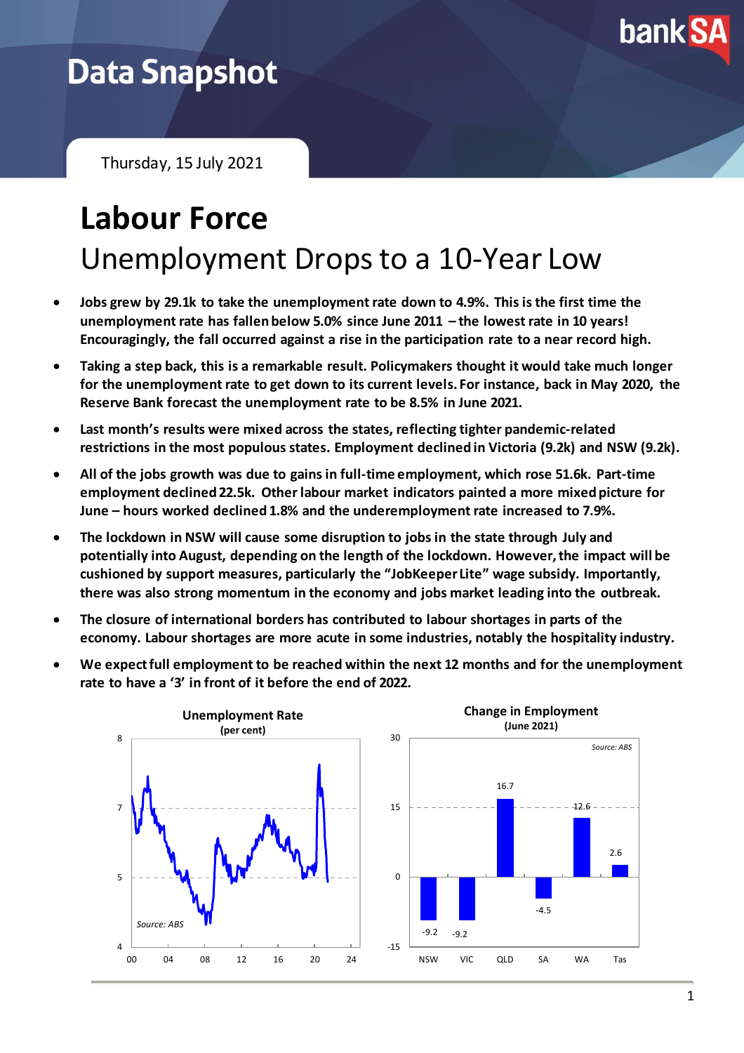# Data Snapshot

Thursday, 15 July 2021

# Labour Force

## Unemployment Drops to a 10-Year Low

- **Jobs grew by 29.1k to take the unemployment rate down to 4.9%. This is the first time the unemployment rate has fallen below 5.0% since June 2011 – the lowest rate in 10 years! Encouragingly, the fall occurred against a rise in the participation rate to a near record high.**
- **Taking a step back, this is a remarkable result. Policymakers thought it would take much longer for the unemployment rate to get down to its current levels. For instance, back in May 2020, the Reserve Bank forecast the unemployment rate to be 8.5% in June 2021.**
- **Last month's results were mixed across the states, reflecting tighter pandemic-related restrictions in the most populous states. Employment declined in Victoria (9.2k) and NSW (9.2k).**
- **All of the jobs growth was due to gains in full-time employment, which rose 51.6k. Part-time employment declined 22.5k. Other labour market indicators painted a more mixed picture for June – hours worked declined 1.8% and the underemployment rate increased to 7.9%.**
- **The lockdown in NSW will cause some disruption to jobs in the state through July and potentially into August, depending on the length of the lockdown. However, the impact will be cushioned by support measures, particularly the "JobKeeper Lite" wage subsidy. Importantly, there was also strong momentum in the economy and jobs market leading into the outbreak.**
- **The closure of international borders has contributed to labour shortages in parts of the economy. Labour shortages are more acute in some industries, notably the hospitality industry.**
- **We expect full employment to be reached within the next 12 months and for the unemployment rate to have a '3' in front of it before the end of 2022.**

**Unemployment Rate**
**(per cent)**

*Source: ABS*

**Change in Employment**
**(June 2021)**

| NSW | VIC | QLD | SA | WA | Tas |
|---|---|---|---|---|---|
| -9.2 | -9.2 | 16.7 | -4.5 | 12.6 | 2.6 |

*Source: ABS*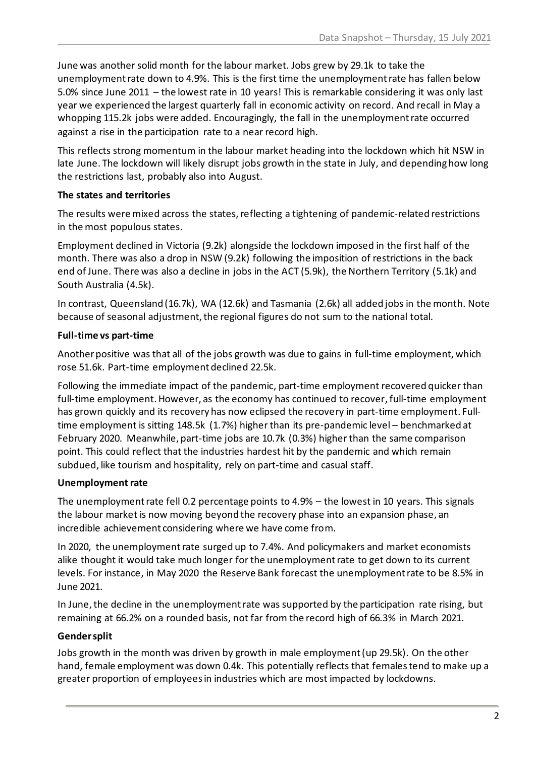June was another solid month for the labour market. Jobs grew by 29.1k to take the unemployment rate down to 4.9%. This is the first time the unemployment rate has fallen below 5.0% since June 2011 – the lowest rate in 10 years! This is remarkable considering it was only last year we experienced the largest quarterly fall in economic activity on record. And recall in May a whopping 115.2k jobs were added. Encouragingly, the fall in the unemployment rate occurred against a rise in the participation rate to a near record high.

This reflects strong momentum in the labour market heading into the lockdown which hit NSW in late June. The lockdown will likely disrupt jobs growth in the state in July, and depending how long the restrictions last, probably also into August.

**The states and territories**

The results were mixed across the states, reflecting a tightening of pandemic-related restrictions in the most populous states.

Employment declined in Victoria (9.2k) alongside the lockdown imposed in the first half of the month. There was also a drop in NSW (9.2k) following the imposition of restrictions in the back end of June. There was also a decline in jobs in the ACT (5.9k), the Northern Territory (5.1k) and South Australia (4.5k).

In contrast, Queensland (16.7k), WA (12.6k) and Tasmania (2.6k) all added jobs in the month. Note because of seasonal adjustment, the regional figures do not sum to the national total.

**Full-time vs part-time**

Another positive was that all of the jobs growth was due to gains in full-time employment, which rose 51.6k. Part-time employment declined 22.5k.

Following the immediate impact of the pandemic, part-time employment recovered quicker than full-time employment. However, as the economy has continued to recover, full-time employment has grown quickly and its recovery has now eclipsed the recovery in part-time employment. Full-time employment is sitting 148.5k (1.7%) higher than its pre-pandemic level – benchmarked at February 2020. Meanwhile, part-time jobs are 10.7k (0.3%) higher than the same comparison point. This could reflect that the industries hardest hit by the pandemic and which remain subdued, like tourism and hospitality, rely on part-time and casual staff.

**Unemployment rate**

The unemployment rate fell 0.2 percentage points to 4.9% – the lowest in 10 years. This signals the labour market is now moving beyond the recovery phase into an expansion phase, an incredible achievement considering where we have come from.

In 2020, the unemployment rate surged up to 7.4%. And policymakers and market economists alike thought it would take much longer for the unemployment rate to get down to its current levels. For instance, in May 2020 the Reserve Bank forecast the unemployment rate to be 8.5% in June 2021.

In June, the decline in the unemployment rate was supported by the participation rate rising, but remaining at 66.2% on a rounded basis, not far from the record high of 66.3% in March 2021.

**Gender split**

Jobs growth in the month was driven by growth in male employment (up 29.5k). On the other hand, female employment was down 0.4k. This potentially reflects that females tend to make up a greater proportion of employees in industries which are most impacted by lockdowns.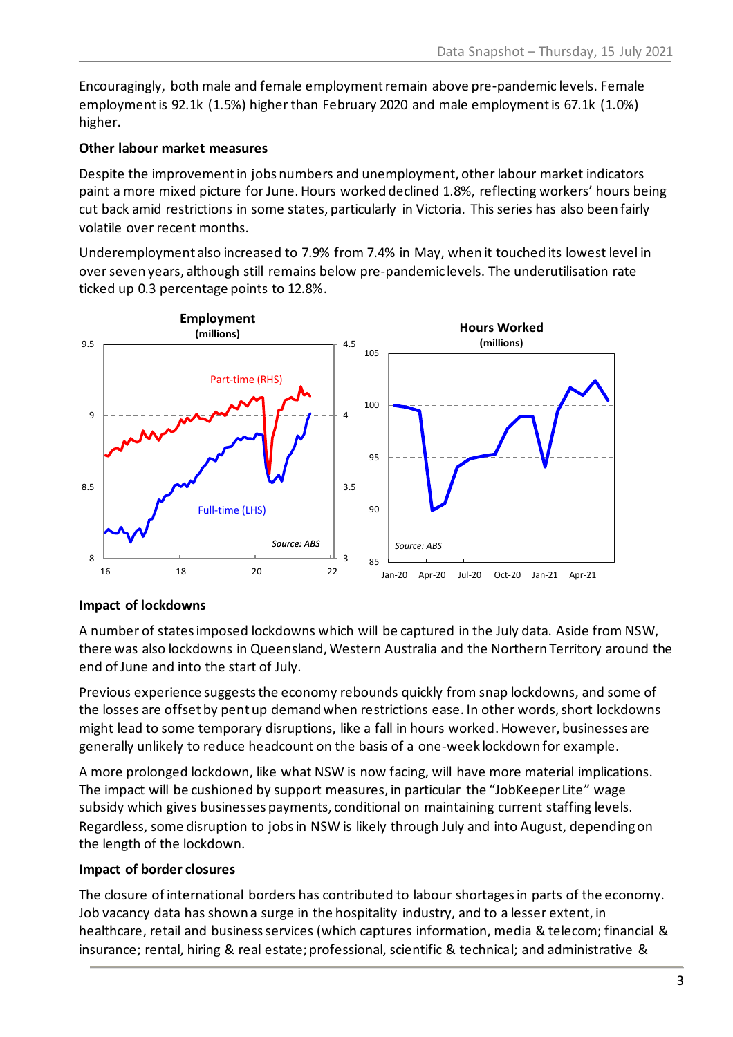Encouragingly, both male and female employment remain above pre-pandemic levels. Female employment is 92.1k (1.5%) higher than February 2020 and male employment is 67.1k (1.0%) higher.

**Other labour market measures**

Despite the improvement in jobs numbers and unemployment, other labour market indicators paint a more mixed picture for June. Hours worked declined 1.8%, reflecting workers' hours being cut back amid restrictions in some states, particularly in Victoria. This series has also been fairly volatile over recent months.

Underemployment also increased to 7.9% from 7.4% in May, when it touched its lowest level in over seven years, although still remains below pre-pandemic levels. The underutilisation rate ticked up 0.3 percentage points to 12.8%.

**Impact of lockdowns**

A number of states imposed lockdowns which will be captured in the July data. Aside from NSW, there was also lockdowns in Queensland, Western Australia and the Northern Territory around the end of June and into the start of July.

Previous experience suggests the economy rebounds quickly from snap lockdowns, and some of the losses are offset by pent up demand when restrictions ease. In other words, short lockdowns might lead to some temporary disruptions, like a fall in hours worked. However, businesses are generally unlikely to reduce headcount on the basis of a one-week lockdown for example.

A more prolonged lockdown, like what NSW is now facing, will have more material implications. The impact will be cushioned by support measures, in particular the "JobKeeper Lite" wage subsidy which gives businesses payments, conditional on maintaining current staffing levels. Regardless, some disruption to jobs in NSW is likely through July and into August, depending on the length of the lockdown.

**Impact of border closures**

The closure of international borders has contributed to labour shortages in parts of the economy. Job vacancy data has shown a surge in the hospitality industry, and to a lesser extent, in healthcare, retail and business services (which captures information, media & telecom; financial & insurance; rental, hiring & real estate; professional, scientific & technical; and administrative &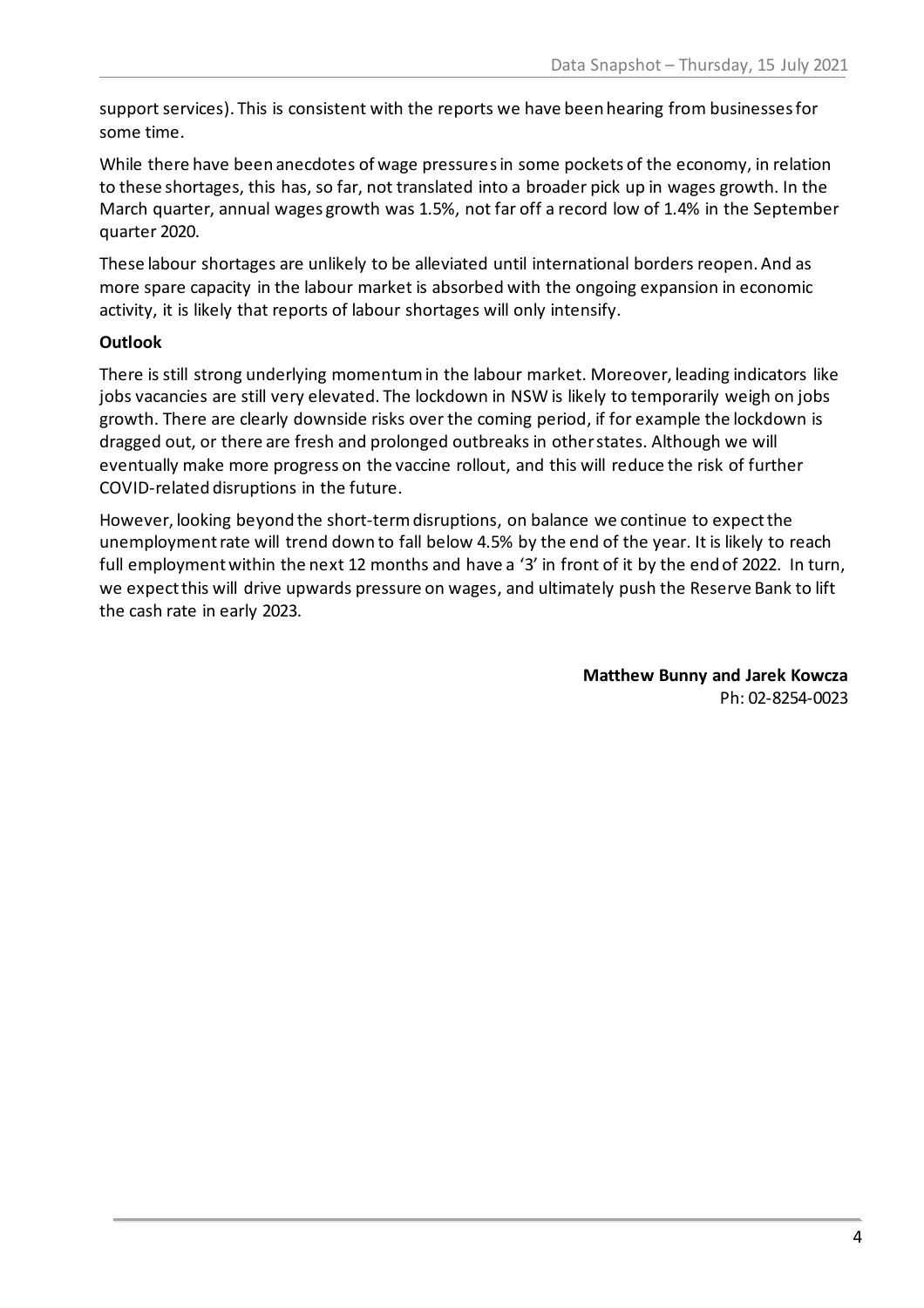support services). This is consistent with the reports we have been hearing from businesses for some time.

While there have been anecdotes of wage pressures in some pockets of the economy, in relation to these shortages, this has, so far, not translated into a broader pick up in wages growth. In the March quarter, annual wages growth was 1.5%, not far off a record low of 1.4% in the September quarter 2020.

These labour shortages are unlikely to be alleviated until international borders reopen. And as more spare capacity in the labour market is absorbed with the ongoing expansion in economic activity, it is likely that reports of labour shortages will only intensify.

**Outlook**

There is still strong underlying momentum in the labour market. Moreover, leading indicators like jobs vacancies are still very elevated. The lockdown in NSW is likely to temporarily weigh on jobs growth. There are clearly downside risks over the coming period, if for example the lockdown is dragged out, or there are fresh and prolonged outbreaks in other states. Although we will eventually make more progress on the vaccine rollout, and this will reduce the risk of further COVID-related disruptions in the future.

However, looking beyond the short-term disruptions, on balance we continue to expect the unemployment rate will trend down to fall below 4.5% by the end of the year. It is likely to reach full employment within the next 12 months and have a '3' in front of it by the end of 2022. In turn, we expect this will drive upwards pressure on wages, and ultimately push the Reserve Bank to lift the cash rate in early 2023.

**Matthew Bunny and Jarek Kowcza**
Ph: 02-8254-0023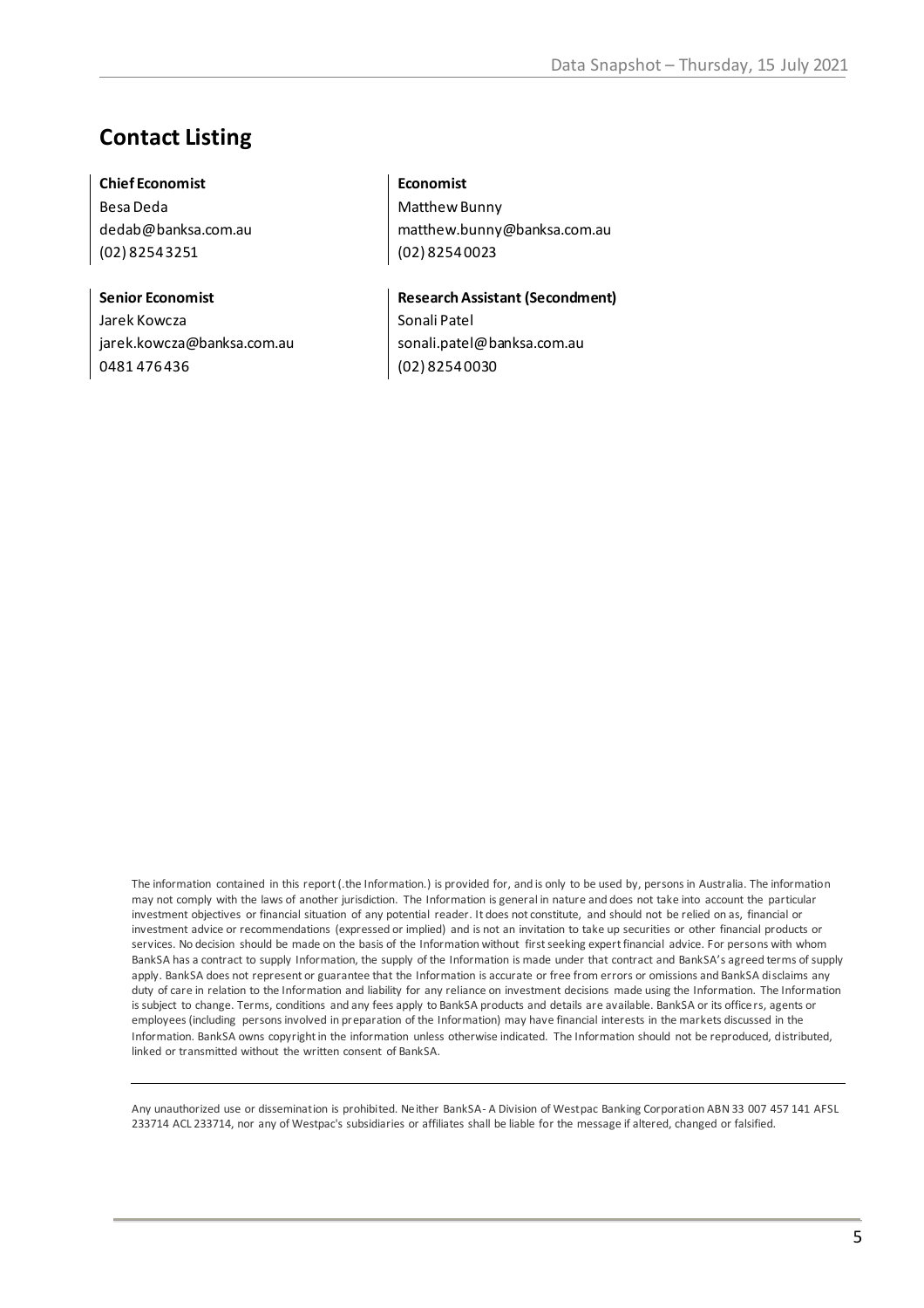## Contact Listing

**Chief Economist**
Besa Deda
dedab@banksa.com.au
(02) 8254 3251

**Senior Economist**
Jarek Kowcza
jarek.kowcza@banksa.com.au
0481 476 436

**Economist**
Matthew Bunny
matthew.bunny@banksa.com.au
(02) 8254 0023

**Research Assistant (Secondment)**
Sonali Patel
sonali.patel@banksa.com.au
(02) 8254 0030

The information contained in this report (.the Information.) is provided for, and is only to be used by, persons in Australia. The information may not comply with the laws of another jurisdiction. The Information is general in nature and does not take into account the particular investment objectives or financial situation of any potential reader. It does not constitute, and should not be relied on as, financial or investment advice or recommendations (expressed or implied) and is not an invitation to take up securities or other financial products or services. No decision should be made on the basis of the Information without first seeking expert financial advice. For persons with whom BankSA has a contract to supply Information, the supply of the Information is made under that contract and BankSA's agreed terms of supply apply. BankSA does not represent or guarantee that the Information is accurate or free from errors or omissions and BankSA disclaims any duty of care in relation to the Information and liability for any reliance on investment decisions made using the Information. The Information is subject to change. Terms, conditions and any fees apply to BankSA products and details are available. BankSA or its officers, agents or employees (including persons involved in preparation of the Information) may have financial interests in the markets discussed in the Information. BankSA owns copyright in the information unless otherwise indicated. The Information should not be reproduced, distributed, linked or transmitted without the written consent of BankSA.

Any unauthorized use or dissemination is prohibited. Neither BankSA - A Division of Westpac Banking Corporation ABN 33 007 457 141 AFSL 233714 ACL 233714, nor any of Westpac's subsidiaries or affiliates shall be liable for the message if altered, changed or falsified.